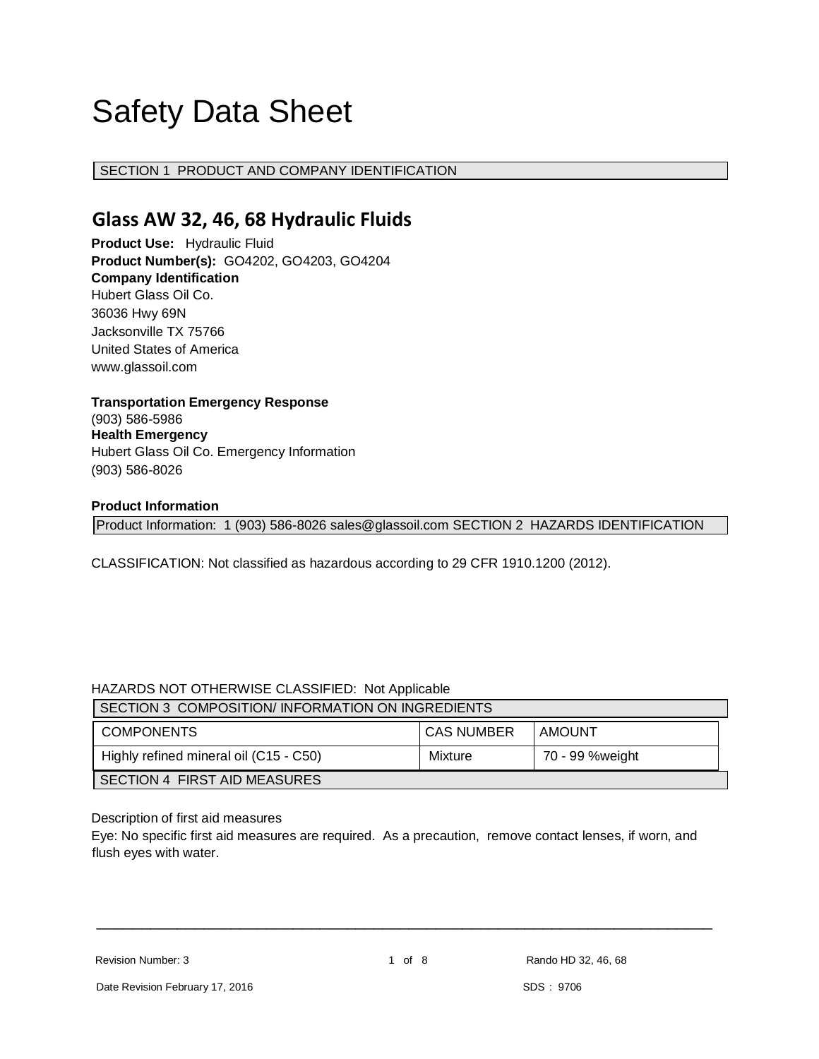# Safety Data Sheet

## SECTION 1 PRODUCT AND COMPANY IDENTIFICATION

### Glass AW 32, 46, 68 Hydraulic Fluids

**Product Use:** Hydraulic Fluid
**Product Number(s):** GO4202, GO4203, GO4204
**Company Identification**
Hubert Glass Oil Co.
36036 Hwy 69N
Jacksonville TX 75766
United States of America
www.glassoil.com

**Transportation Emergency Response**
(903) 586-5986
**Health Emergency**
Hubert Glass Oil Co. Emergency Information
(903) 586-8026

**Product Information**

Product Information: 1 (903) 586-8026 sales@glassoil.com

## SECTION 2 HAZARDS IDENTIFICATION

CLASSIFICATION: Not classified as hazardous according to 29 CFR 1910.1200 (2012).

HAZARDS NOT OTHERWISE CLASSIFIED: Not Applicable

## SECTION 3 COMPOSITION/ INFORMATION ON INGREDIENTS

| COMPONENTS | CAS NUMBER | AMOUNT |
| --- | --- | --- |
| Highly refined mineral oil (C15 - C50) | Mixture | 70 - 99 %weight |

## SECTION 4 FIRST AID MEASURES

Description of first aid measures
Eye: No specific first aid measures are required. As a precaution, remove contact lenses, if worn, and flush eyes with water.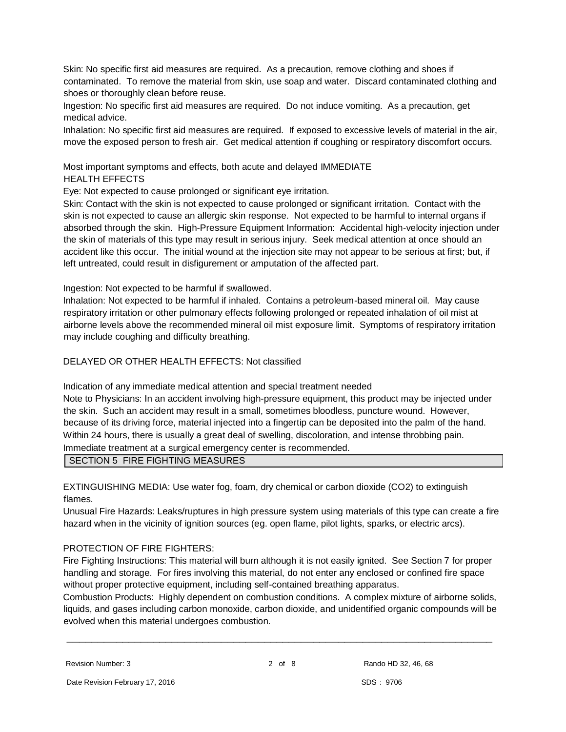Skin: No specific first aid measures are required. As a precaution, remove clothing and shoes if contaminated. To remove the material from skin, use soap and water. Discard contaminated clothing and shoes or thoroughly clean before reuse.

Ingestion: No specific first aid measures are required. Do not induce vomiting. As a precaution, get medical advice.

Inhalation: No specific first aid measures are required. If exposed to excessive levels of material in the air, move the exposed person to fresh air. Get medical attention if coughing or respiratory discomfort occurs.

Most important symptoms and effects, both acute and delayed IMMEDIATE HEALTH EFFECTS

Eye: Not expected to cause prolonged or significant eye irritation.

Skin: Contact with the skin is not expected to cause prolonged or significant irritation. Contact with the skin is not expected to cause an allergic skin response. Not expected to be harmful to internal organs if absorbed through the skin. High-Pressure Equipment Information: Accidental high-velocity injection under the skin of materials of this type may result in serious injury. Seek medical attention at once should an accident like this occur. The initial wound at the injection site may not appear to be serious at first; but, if left untreated, could result in disfigurement or amputation of the affected part.

Ingestion: Not expected to be harmful if swallowed.

Inhalation: Not expected to be harmful if inhaled. Contains a petroleum-based mineral oil. May cause respiratory irritation or other pulmonary effects following prolonged or repeated inhalation of oil mist at airborne levels above the recommended mineral oil mist exposure limit. Symptoms of respiratory irritation may include coughing and difficulty breathing.

DELAYED OR OTHER HEALTH EFFECTS: Not classified

Indication of any immediate medical attention and special treatment needed

Note to Physicians: In an accident involving high-pressure equipment, this product may be injected under the skin. Such an accident may result in a small, sometimes bloodless, puncture wound. However, because of its driving force, material injected into a fingertip can be deposited into the palm of the hand. Within 24 hours, there is usually a great deal of swelling, discoloration, and intense throbbing pain. Immediate treatment at a surgical emergency center is recommended.

## SECTION 5 FIRE FIGHTING MEASURES

EXTINGUISHING MEDIA: Use water fog, foam, dry chemical or carbon dioxide ($CO_2$) to extinguish flames.

Unusual Fire Hazards: Leaks/ruptures in high pressure system using materials of this type can create a fire hazard when in the vicinity of ignition sources (eg. open flame, pilot lights, sparks, or electric arcs).

PROTECTION OF FIRE FIGHTERS:

Fire Fighting Instructions: This material will burn although it is not easily ignited. See Section 7 for proper handling and storage. For fires involving this material, do not enter any enclosed or confined fire space without proper protective equipment, including self-contained breathing apparatus.

Combustion Products: Highly dependent on combustion conditions. A complex mixture of airborne solids, liquids, and gases including carbon monoxide, carbon dioxide, and unidentified organic compounds will be evolved when this material undergoes combustion.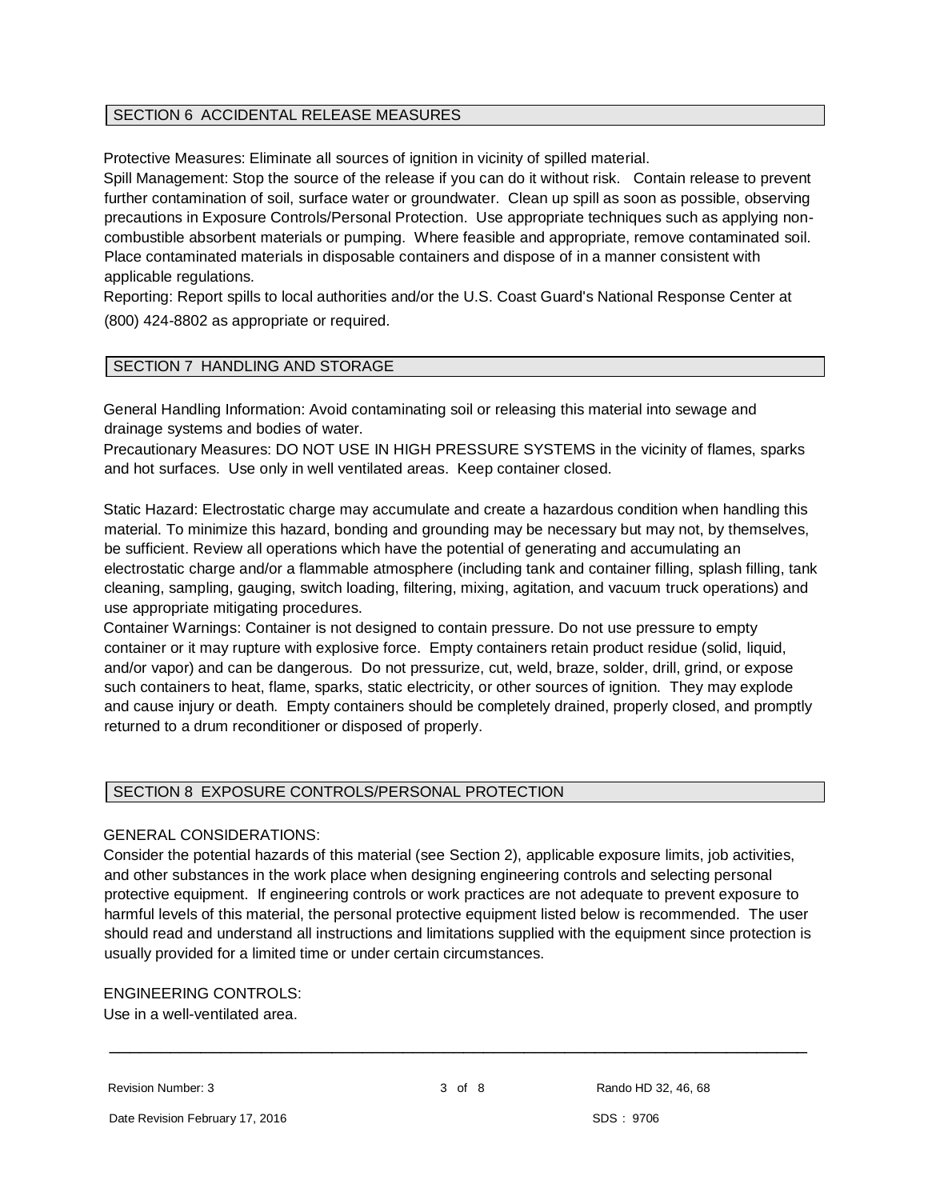## SECTION 6 ACCIDENTAL RELEASE MEASURES

Protective Measures: Eliminate all sources of ignition in vicinity of spilled material.

Spill Management: Stop the source of the release if you can do it without risk. Contain release to prevent further contamination of soil, surface water or groundwater. Clean up spill as soon as possible, observing precautions in Exposure Controls/Personal Protection. Use appropriate techniques such as applying non-combustible absorbent materials or pumping. Where feasible and appropriate, remove contaminated soil. Place contaminated materials in disposable containers and dispose of in a manner consistent with applicable regulations.

Reporting: Report spills to local authorities and/or the U.S. Coast Guard's National Response Center at (800) 424-8802 as appropriate or required.

## SECTION 7 HANDLING AND STORAGE

General Handling Information: Avoid contaminating soil or releasing this material into sewage and drainage systems and bodies of water.

Precautionary Measures: DO NOT USE IN HIGH PRESSURE SYSTEMS in the vicinity of flames, sparks and hot surfaces. Use only in well ventilated areas. Keep container closed.

Static Hazard: Electrostatic charge may accumulate and create a hazardous condition when handling this material. To minimize this hazard, bonding and grounding may be necessary but may not, by themselves, be sufficient. Review all operations which have the potential of generating and accumulating an electrostatic charge and/or a flammable atmosphere (including tank and container filling, splash filling, tank cleaning, sampling, gauging, switch loading, filtering, mixing, agitation, and vacuum truck operations) and use appropriate mitigating procedures.

Container Warnings: Container is not designed to contain pressure. Do not use pressure to empty container or it may rupture with explosive force. Empty containers retain product residue (solid, liquid, and/or vapor) and can be dangerous. Do not pressurize, cut, weld, braze, solder, drill, grind, or expose such containers to heat, flame, sparks, static electricity, or other sources of ignition. They may explode and cause injury or death. Empty containers should be completely drained, properly closed, and promptly returned to a drum reconditioner or disposed of properly.

## SECTION 8 EXPOSURE CONTROLS/PERSONAL PROTECTION

GENERAL CONSIDERATIONS:

Consider the potential hazards of this material (see Section 2), applicable exposure limits, job activities, and other substances in the work place when designing engineering controls and selecting personal protective equipment. If engineering controls or work practices are not adequate to prevent exposure to harmful levels of this material, the personal protective equipment listed below is recommended. The user should read and understand all instructions and limitations supplied with the equipment since protection is usually provided for a limited time or under certain circumstances.

ENGINEERING CONTROLS:

Use in a well-ventilated area.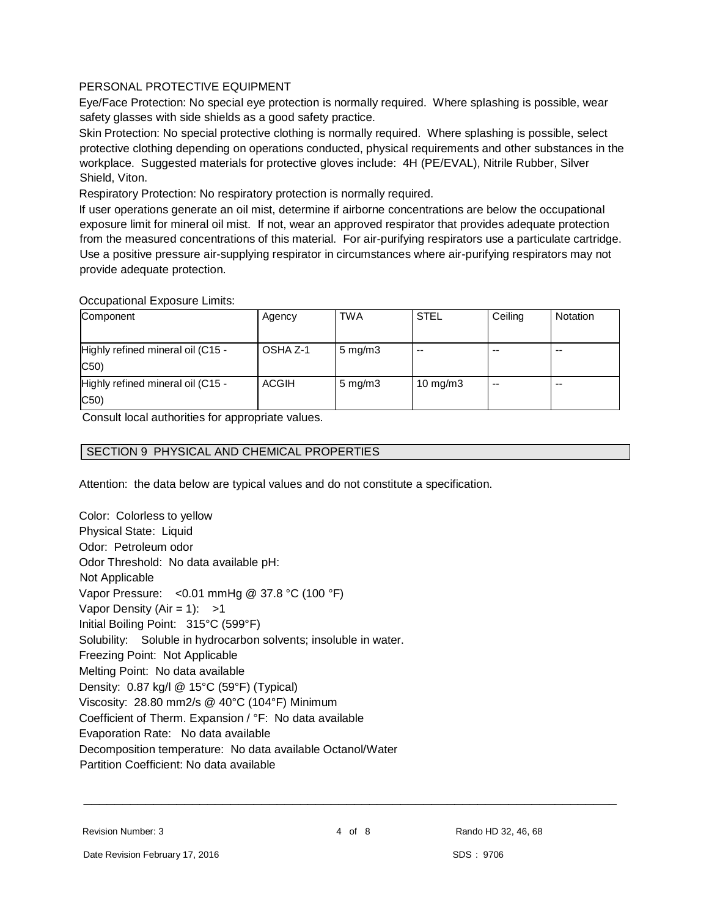PERSONAL PROTECTIVE EQUIPMENT

Eye/Face Protection: No special eye protection is normally required. Where splashing is possible, wear safety glasses with side shields as a good safety practice.

Skin Protection: No special protective clothing is normally required. Where splashing is possible, select protective clothing depending on operations conducted, physical requirements and other substances in the workplace. Suggested materials for protective gloves include: 4H (PE/EVAL), Nitrile Rubber, Silver Shield, Viton.

Respiratory Protection: No respiratory protection is normally required.

If user operations generate an oil mist, determine if airborne concentrations are below the occupational exposure limit for mineral oil mist. If not, wear an approved respirator that provides adequate protection from the measured concentrations of this material. For air-purifying respirators use a particulate cartridge. Use a positive pressure air-supplying respirator in circumstances where air-purifying respirators may not provide adequate protection.

Occupational Exposure Limits:

| Component | Agency | TWA | STEL | Ceiling | Notation |
|---|---|---|---|---|---|
| Highly refined mineral oil (C15 - C50) | OSHA Z-1 | 5 mg/m3 | -- | -- | -- |
| Highly refined mineral oil (C15 - C50) | ACGIH | 5 mg/m3 | 10 mg/m3 | -- | -- |

Consult local authorities for appropriate values.

## SECTION 9 PHYSICAL AND CHEMICAL PROPERTIES

Attention: the data below are typical values and do not constitute a specification.

Color: Colorless to yellow
Physical State: Liquid
Odor: Petroleum odor
Odor Threshold: No data available pH:
Not Applicable
Vapor Pressure: <0.01 mmHg @ 37.8 °C (100 °F)
Vapor Density (Air = 1): >1
Initial Boiling Point: 315°C (599°F)
Solubility: Soluble in hydrocarbon solvents; insoluble in water.
Freezing Point: Not Applicable
Melting Point: No data available
Density: 0.87 kg/l @ 15°C (59°F) (Typical)
Viscosity: 28.80 mm2/s @ 40°C (104°F) Minimum
Coefficient of Therm. Expansion / °F: No data available
Evaporation Rate: No data available
Decomposition temperature: No data available Octanol/Water
Partition Coefficient: No data available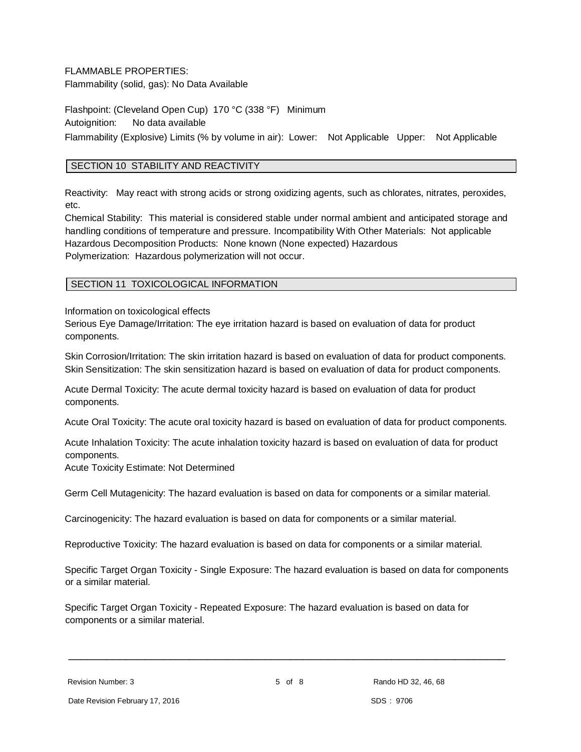FLAMMABLE PROPERTIES:
Flammability (solid, gas): No Data Available

Flashpoint: (Cleveland Open Cup) 170 °C (338 °F) Minimum
Autoignition: No data available
Flammability (Explosive) Limits (% by volume in air): Lower: Not Applicable Upper: Not Applicable

## SECTION 10 STABILITY AND REACTIVITY

Reactivity: May react with strong acids or strong oxidizing agents, such as chlorates, nitrates, peroxides, etc.
Chemical Stability: This material is considered stable under normal ambient and anticipated storage and handling conditions of temperature and pressure. Incompatibility With Other Materials: Not applicable
Hazardous Decomposition Products: None known (None expected) Hazardous
Polymerization: Hazardous polymerization will not occur.

## SECTION 11 TOXICOLOGICAL INFORMATION

Information on toxicological effects
Serious Eye Damage/Irritation: The eye irritation hazard is based on evaluation of data for product components.

Skin Corrosion/Irritation: The skin irritation hazard is based on evaluation of data for product components.
Skin Sensitization: The skin sensitization hazard is based on evaluation of data for product components.

Acute Dermal Toxicity: The acute dermal toxicity hazard is based on evaluation of data for product components.

Acute Oral Toxicity: The acute oral toxicity hazard is based on evaluation of data for product components.

Acute Inhalation Toxicity: The acute inhalation toxicity hazard is based on evaluation of data for product components.
Acute Toxicity Estimate: Not Determined

Germ Cell Mutagenicity: The hazard evaluation is based on data for components or a similar material.

Carcinogenicity: The hazard evaluation is based on data for components or a similar material.

Reproductive Toxicity: The hazard evaluation is based on data for components or a similar material.

Specific Target Organ Toxicity - Single Exposure: The hazard evaluation is based on data for components or a similar material.

Specific Target Organ Toxicity - Repeated Exposure: The hazard evaluation is based on data for components or a similar material.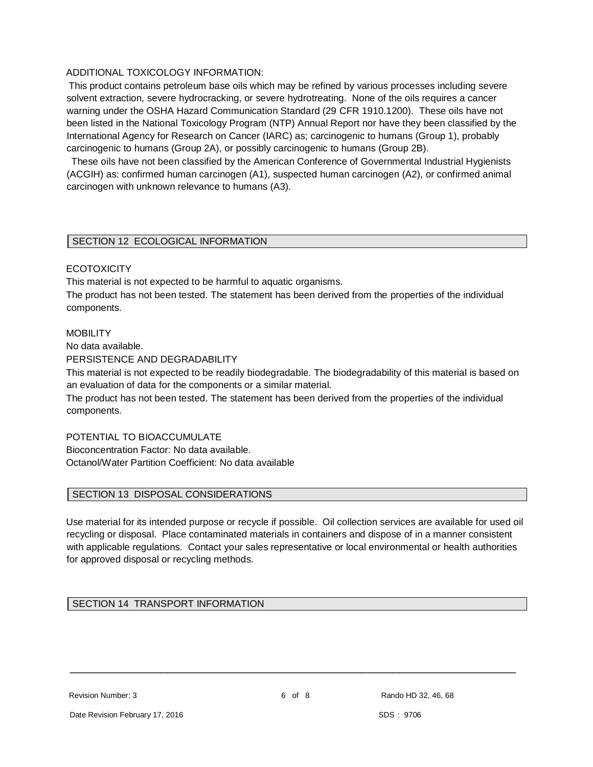ADDITIONAL TOXICOLOGY INFORMATION:

This product contains petroleum base oils which may be refined by various processes including severe solvent extraction, severe hydrocracking, or severe hydrotreating. None of the oils requires a cancer warning under the OSHA Hazard Communication Standard (29 CFR 1910.1200). These oils have not been listed in the National Toxicology Program (NTP) Annual Report nor have they been classified by the International Agency for Research on Cancer (IARC) as; carcinogenic to humans (Group 1), probably carcinogenic to humans (Group 2A), or possibly carcinogenic to humans (Group 2B).

These oils have not been classified by the American Conference of Governmental Industrial Hygienists (ACGIH) as: confirmed human carcinogen (A1), suspected human carcinogen (A2), or confirmed animal carcinogen with unknown relevance to humans (A3).

## SECTION 12 ECOLOGICAL INFORMATION

ECOTOXICITY

This material is not expected to be harmful to aquatic organisms.

The product has not been tested. The statement has been derived from the properties of the individual components.

MOBILITY

No data available.

PERSISTENCE AND DEGRADABILITY

This material is not expected to be readily biodegradable. The biodegradability of this material is based on an evaluation of data for the components or a similar material.

The product has not been tested. The statement has been derived from the properties of the individual components.

POTENTIAL TO BIOACCUMULATE

Bioconcentration Factor: No data available.

Octanol/Water Partition Coefficient: No data available

## SECTION 13 DISPOSAL CONSIDERATIONS

Use material for its intended purpose or recycle if possible. Oil collection services are available for used oil recycling or disposal. Place contaminated materials in containers and dispose of in a manner consistent with applicable regulations. Contact your sales representative or local environmental or health authorities for approved disposal or recycling methods.

## SECTION 14 TRANSPORT INFORMATION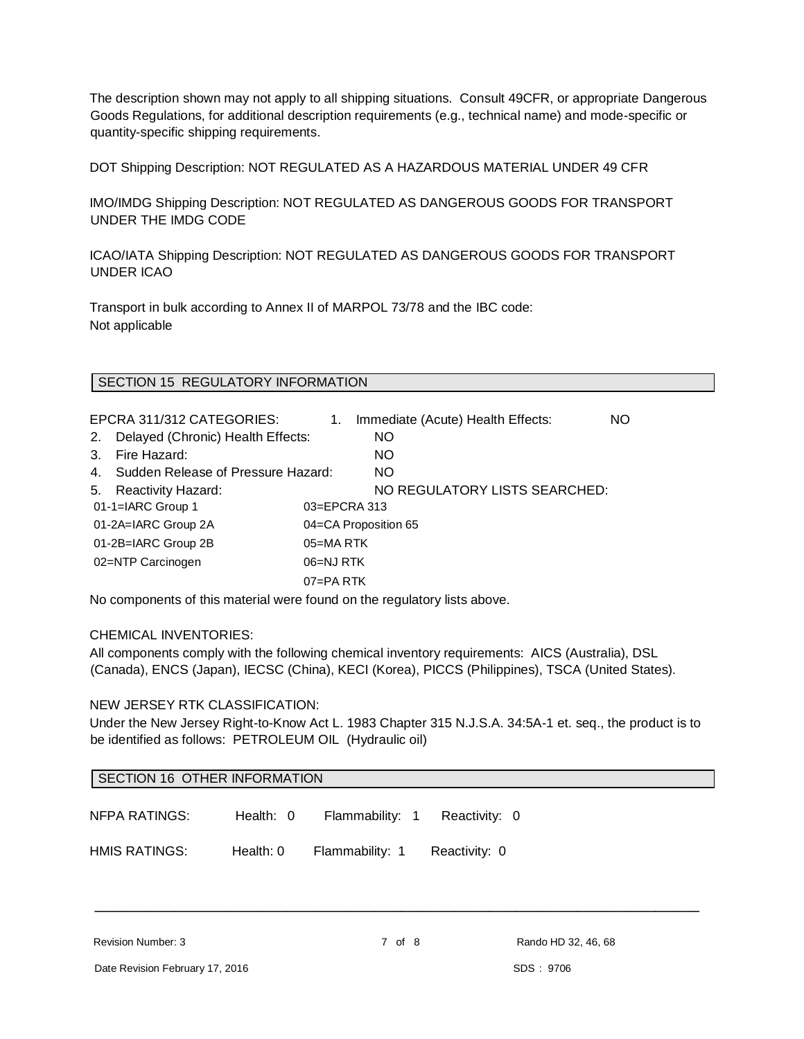The description shown may not apply to all shipping situations. Consult 49CFR, or appropriate Dangerous Goods Regulations, for additional description requirements (e.g., technical name) and mode-specific or quantity-specific shipping requirements.

DOT Shipping Description: NOT REGULATED AS A HAZARDOUS MATERIAL UNDER 49 CFR

IMO/IMDG Shipping Description: NOT REGULATED AS DANGEROUS GOODS FOR TRANSPORT UNDER THE IMDG CODE

ICAO/IATA Shipping Description: NOT REGULATED AS DANGEROUS GOODS FOR TRANSPORT UNDER ICAO

Transport in bulk according to Annex II of MARPOL 73/78 and the IBC code:
Not applicable

## SECTION 15 REGULATORY INFORMATION

EPCRA 311/312 CATEGORIES:

1. Immediate (Acute) Health Effects: NO
2. Delayed (Chronic) Health Effects: NO
3. Fire Hazard: NO
4. Sudden Release of Pressure Hazard: NO
5. Reactivity Hazard: NO

REGULATORY LISTS SEARCHED:

| | |
|---|---|
| 01-1=IARC Group 1 | 03=EPCRA 313 |
| 01-2A=IARC Group 2A | 04=CA Proposition 65 |
| 01-2B=IARC Group 2B | 05=MA RTK |
| 02=NTP Carcinogen | 06=NJ RTK |
| | 07=PA RTK |

No components of this material were found on the regulatory lists above.

CHEMICAL INVENTORIES:
All components comply with the following chemical inventory requirements: AICS (Australia), DSL (Canada), ENCS (Japan), IECSC (China), KECI (Korea), PICCS (Philippines), TSCA (United States).

NEW JERSEY RTK CLASSIFICATION:
Under the New Jersey Right-to-Know Act L. 1983 Chapter 315 N.J.S.A. 34:5A-1 et. seq., the product is to be identified as follows: PETROLEUM OIL (Hydraulic oil)

## SECTION 16 OTHER INFORMATION

| | | | |
|---|---|---|---|
| NFPA RATINGS: | Health: 0 | Flammability: 1 | Reactivity: 0 |
| HMIS RATINGS: | Health: 0 | Flammability: 1 | Reactivity: 0 |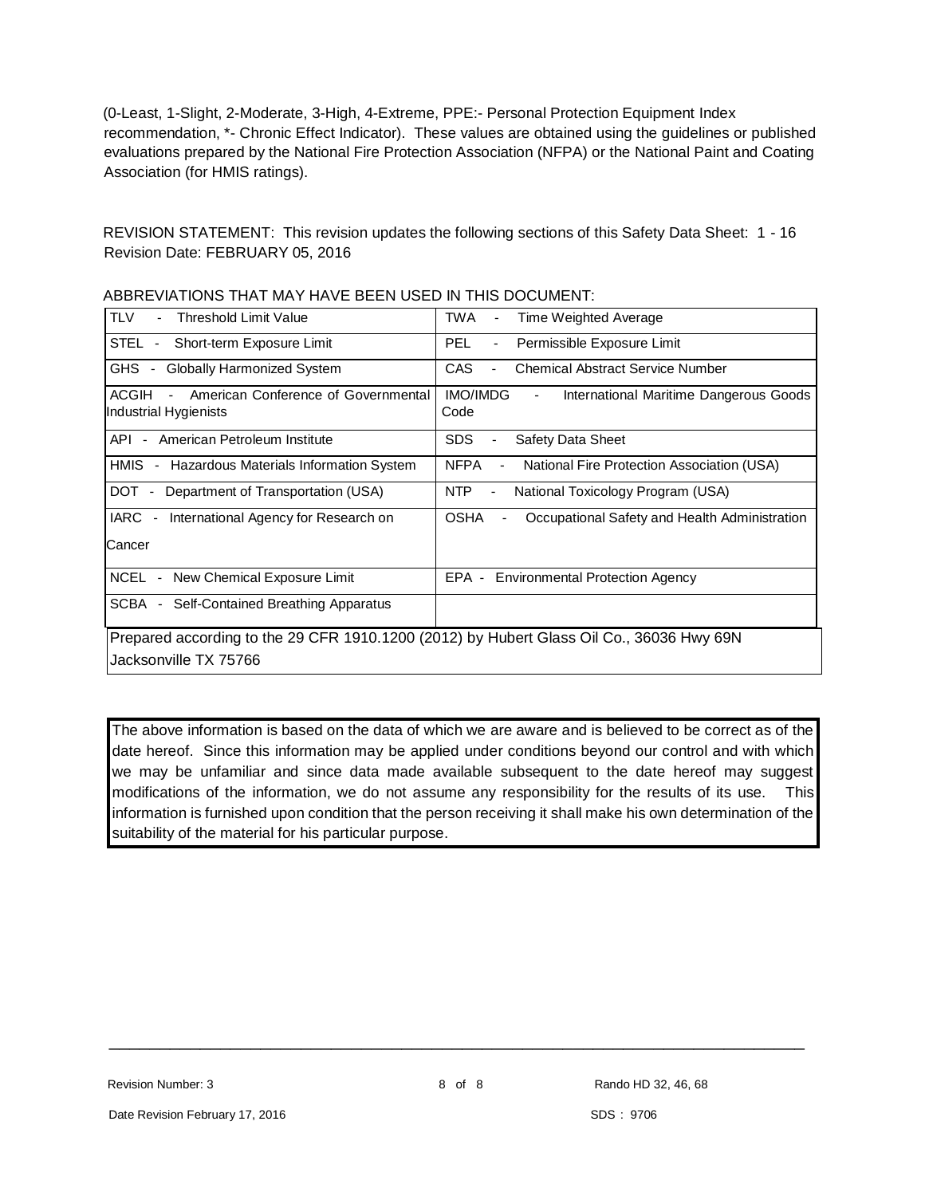(0-Least, 1-Slight, 2-Moderate, 3-High, 4-Extreme, PPE:- Personal Protection Equipment Index recommendation, *- Chronic Effect Indicator). These values are obtained using the guidelines or published evaluations prepared by the National Fire Protection Association (NFPA) or the National Paint and Coating Association (for HMIS ratings).

REVISION STATEMENT: This revision updates the following sections of this Safety Data Sheet: 1 - 16
Revision Date: FEBRUARY 05, 2016

ABBREVIATIONS THAT MAY HAVE BEEN USED IN THIS DOCUMENT:

| | |
|---|---|
| TLV - Threshold Limit Value | TWA - Time Weighted Average |
| STEL - Short-term Exposure Limit | PEL - Permissible Exposure Limit |
| GHS - Globally Harmonized System | CAS - Chemical Abstract Service Number |
| ACGIH - American Conference of Governmental Industrial Hygienists | IMO/IMDG - International Maritime Dangerous Goods Code |
| API - American Petroleum Institute | SDS - Safety Data Sheet |
| HMIS - Hazardous Materials Information System | NFPA - National Fire Protection Association (USA) |
| DOT - Department of Transportation (USA) | NTP - National Toxicology Program (USA) |
| IARC - International Agency for Research on Cancer | OSHA - Occupational Safety and Health Administration |
| NCEL - New Chemical Exposure Limit | EPA - Environmental Protection Agency |
| SCBA - Self-Contained Breathing Apparatus | |

Prepared according to the 29 CFR 1910.1200 (2012) by Hubert Glass Oil Co., 36036 Hwy 69N Jacksonville TX 75766

The above information is based on the data of which we are aware and is believed to be correct as of the date hereof. Since this information may be applied under conditions beyond our control and with which we may be unfamiliar and since data made available subsequent to the date hereof may suggest modifications of the information, we do not assume any responsibility for the results of its use. This information is furnished upon condition that the person receiving it shall make his own determination of the suitability of the material for his particular purpose.